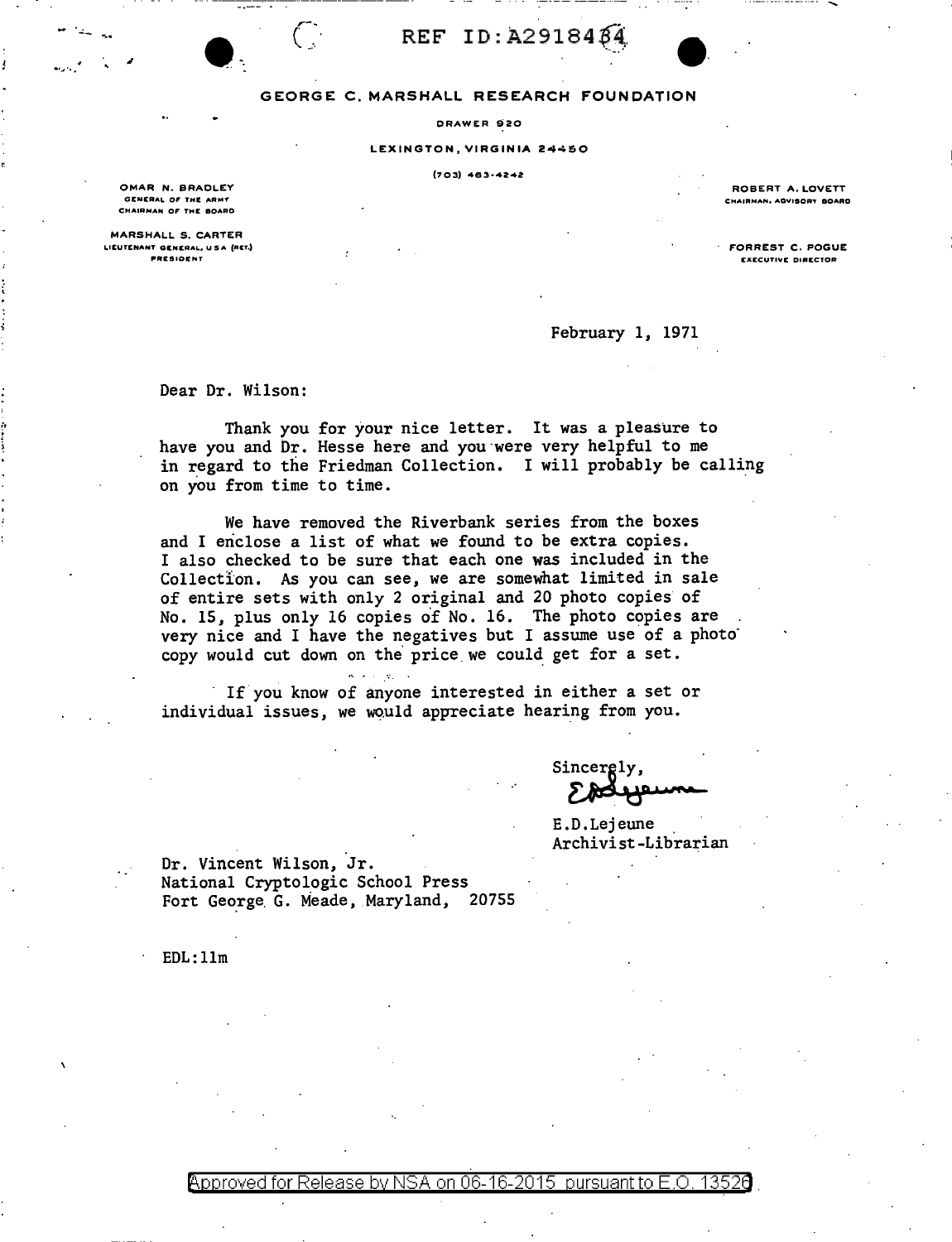REF ID:A2918434

**GEORGE C. MARSHALL RESEARCH FOUNDATION**

DRAWER 920

LEXINGTON, VIRGINIA 24450

(703) 463-4242

OMAR N. BRADLEY
GENERAL OF THE ARMY
CHAIRMAN OF THE BOARD

MARSHALL S. CARTER
LIEUTENANT GENERAL, USA (RET.)
PRESIDENT

ROBERT A. LOVETT
CHAIRMAN, ADVISORY BOARD

FORREST C. POGUE
EXECUTIVE DIRECTOR

February 1, 1971

Dear Dr. Wilson:

Thank you for your nice letter. It was a pleasure to have you and Dr. Hesse here and you were very helpful to me in regard to the Friedman Collection. I will probably be calling on you from time to time.

We have removed the Riverbank series from the boxes and I enclose a list of what we found to be extra copies. I also checked to be sure that each one was included in the Collection. As you can see, we are somewhat limited in sale of entire sets with only 2 original and 20 photo copies of No. 15, plus only 16 copies of No. 16. The photo copies are very nice and I have the negatives but I assume use of a photo copy would cut down on the price we could get for a set.

If you know of anyone interested in either a set or individual issues, we would appreciate hearing from you.

Sincerely,

E.D.Lejeune
Archivist-Librarian

Dr. Vincent Wilson, Jr.
National Cryptologic School Press
Fort George G. Meade, Maryland, 20755

EDL:llm

Approved for Release by NSA on 06-16-2015 pursuant to E.O. 13526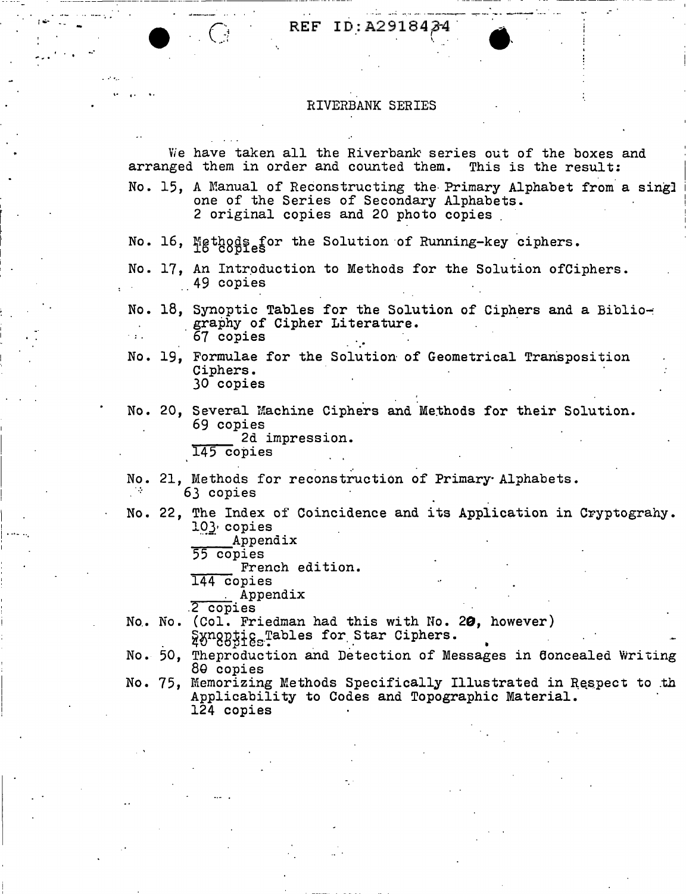REF ID:A2918434

# RIVERBANK SERIES

We have taken all the Riverbank series out of the boxes and arranged them in order and counted them. This is the result:

No. 15, A Manual of Reconstructing the Primary Alphabet from a singl one of the Series of Secondary Alphabets.
2 original copies and 20 photo copies

No. 16, Methods for the Solution of Running-key ciphers.
16 copies

No. 17, An Introduction to Methods for the Solution ofCiphers.
49 copies

No. 18, Synoptic Tables for the Solution of Ciphers and a Bibliography of Cipher Literature.
67 copies

No. 19, Formulae for the Solution of Geometrical Transposition Ciphers.
30 copies

No. 20, Several Machine Ciphers and Methods for their Solution.
69 copies
_____ 2d impression.
145 copies

No. 21, Methods for reconstruction of Primary Alphabets.
63 copies

No. 22, The Index of Coincidence and its Application in Cryptograhy.
103 copies
_____ Appendix
55 copies
_____ French edition.
144 copies
_____ Appendix
2 copies

No. No. (Col. Friedman had this with No. 20, however)
Synoptic Tables for Star Ciphers.
40 copies.

No. 50, Theproduction and Detection of Messages in Concealed Writing
80 copies

No. 75, Memorizing Methods Specifically Illustrated in Respect to th Applicability to Codes and Topographic Material.
124 copies